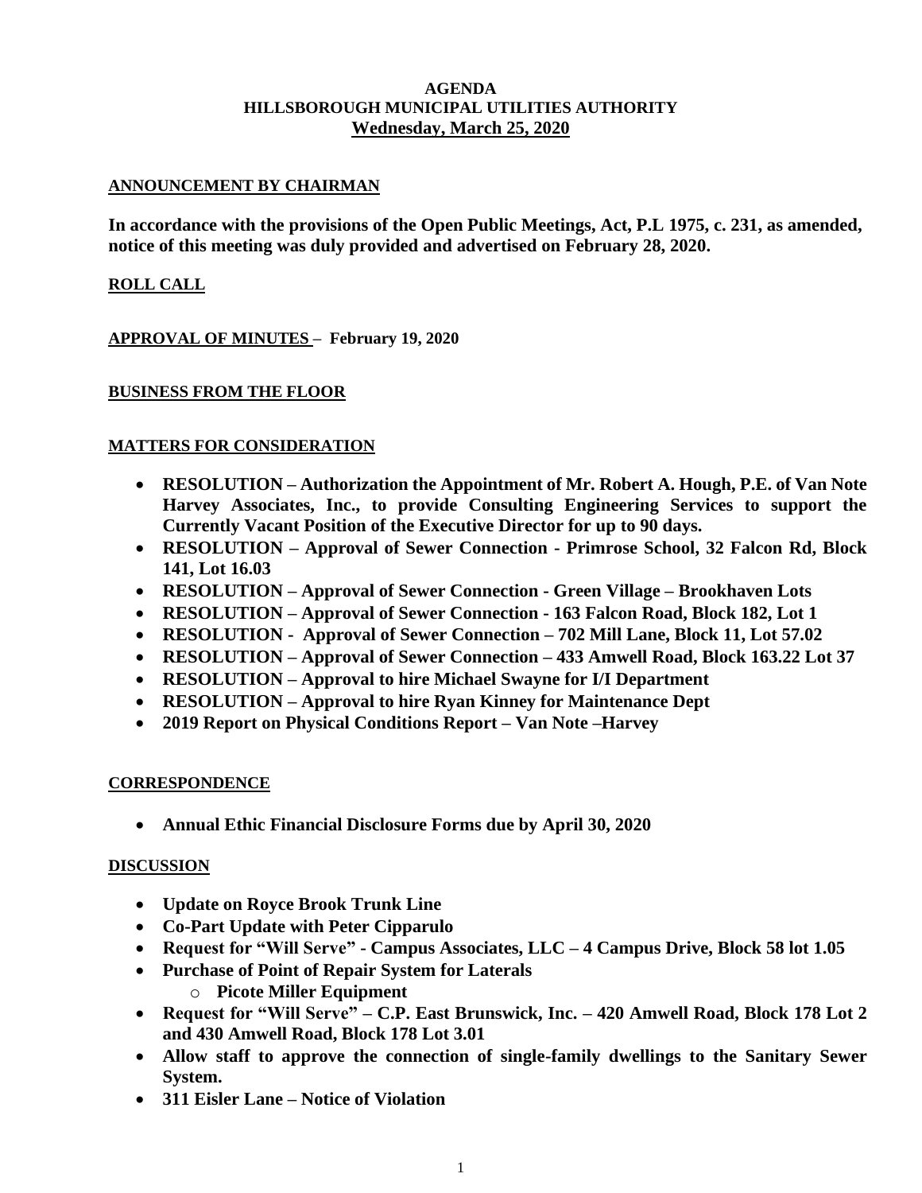# AGENDA
# HILLSBOROUGH MUNICIPAL UTILITIES AUTHORITY
## Wednesday, March 25, 2020

**ANNOUNCEMENT BY CHAIRMAN**

**In accordance with the provisions of the Open Public Meetings, Act, P.L 1975, c. 231, as amended, notice of this meeting was duly provided and advertised on February 28, 2020.**

**ROLL CALL**

**APPROVAL OF MINUTES – February 19, 2020**

**BUSINESS FROM THE FLOOR**

**MATTERS FOR CONSIDERATION**

- **RESOLUTION – Authorization the Appointment of Mr. Robert A. Hough, P.E. of Van Note Harvey Associates, Inc., to provide Consulting Engineering Services to support the Currently Vacant Position of the Executive Director for up to 90 days.**
- **RESOLUTION – Approval of Sewer Connection - Primrose School, 32 Falcon Rd, Block 141, Lot 16.03**
- **RESOLUTION – Approval of Sewer Connection - Green Village – Brookhaven Lots**
- **RESOLUTION – Approval of Sewer Connection - 163 Falcon Road, Block 182, Lot 1**
- **RESOLUTION - Approval of Sewer Connection – 702 Mill Lane, Block 11, Lot 57.02**
- **RESOLUTION – Approval of Sewer Connection – 433 Amwell Road, Block 163.22 Lot 37**
- **RESOLUTION – Approval to hire Michael Swayne for I/I Department**
- **RESOLUTION – Approval to hire Ryan Kinney for Maintenance Dept**
- **2019 Report on Physical Conditions Report – Van Note –Harvey**

**CORRESPONDENCE**

- **Annual Ethic Financial Disclosure Forms due by April 30, 2020**

**DISCUSSION**

- **Update on Royce Brook Trunk Line**
- **Co-Part Update with Peter Cipparulo**
- **Request for "Will Serve" - Campus Associates, LLC – 4 Campus Drive, Block 58 lot 1.05**
- **Purchase of Point of Repair System for Laterals**
  - **Picote Miller Equipment**
- **Request for "Will Serve" – C.P. East Brunswick, Inc. – 420 Amwell Road, Block 178 Lot 2 and 430 Amwell Road, Block 178 Lot 3.01**
- **Allow staff to approve the connection of single-family dwellings to the Sanitary Sewer System.**
- **311 Eisler Lane – Notice of Violation**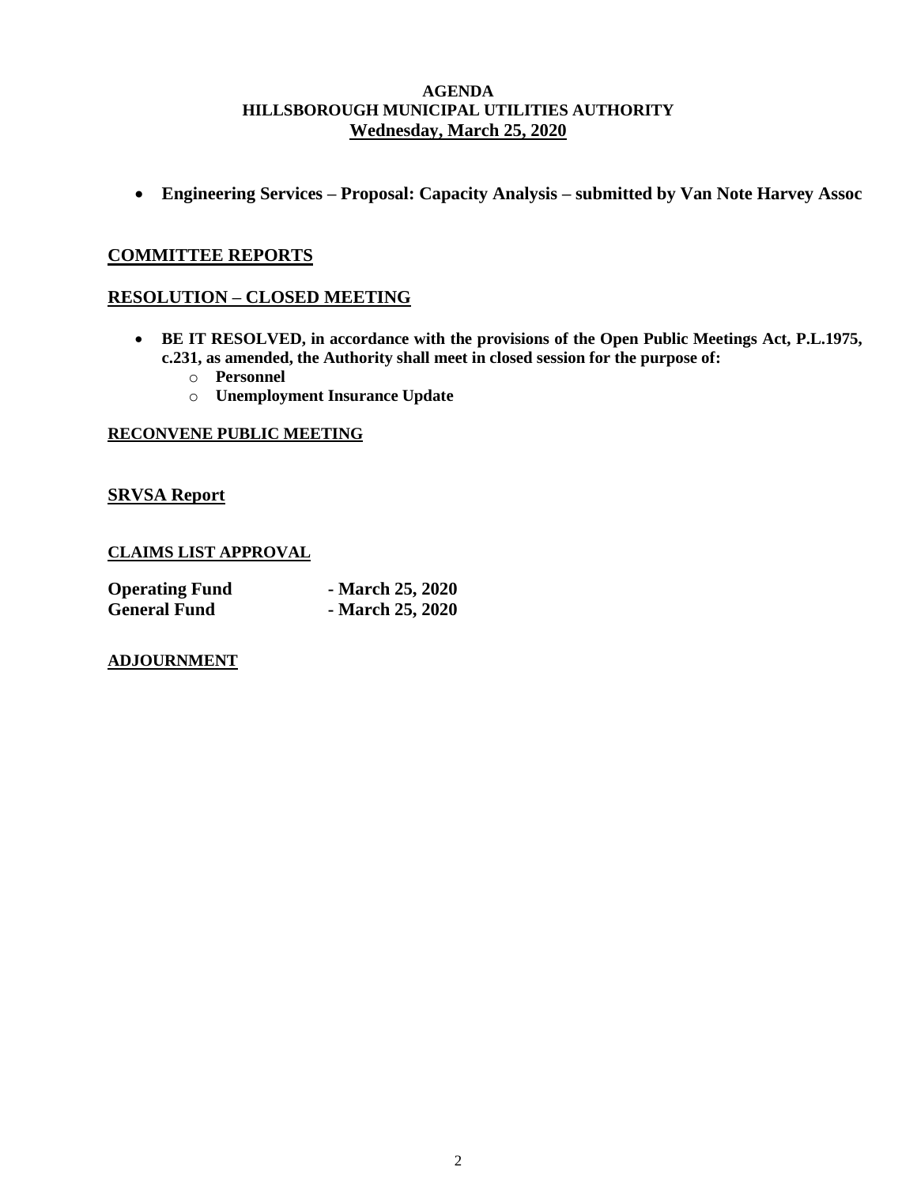**AGENDA**
**HILLSBOROUGH MUNICIPAL UTILITIES AUTHORITY**
**Wednesday, March 25, 2020**

- **Engineering Services – Proposal: Capacity Analysis – submitted by Van Note Harvey Assoc**

## COMMITTEE REPORTS

## RESOLUTION – CLOSED MEETING

- **BE IT RESOLVED, in accordance with the provisions of the Open Public Meetings Act, P.L.1975, c.231, as amended, the Authority shall meet in closed session for the purpose of:**
  - **Personnel**
  - **Unemployment Insurance Update**

### RECONVENE PUBLIC MEETING

## SRVSA Report

### CLAIMS LIST APPROVAL

**Operating Fund** - **March 25, 2020**
**General Fund** - **March 25, 2020**

### ADJOURNMENT